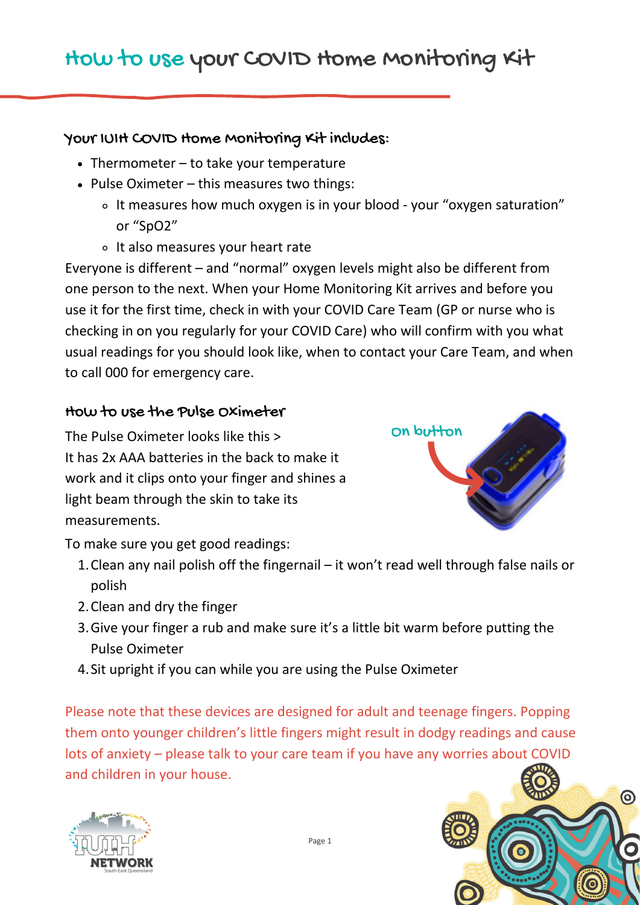# How to use your COVID Home Monitoring Kit

### Your IUIH COVID Home Monitoring Kit includes:

- Thermometer – to take your temperature
- Pulse Oximeter – this measures two things:
  - It measures how much oxygen is in your blood - your "oxygen saturation" or "SpO2"
  - It also measures your heart rate

Everyone is different – and "normal" oxygen levels might also be different from one person to the next. When your Home Monitoring Kit arrives and before you use it for the first time, check in with your COVID Care Team (GP or nurse who is checking in on you regularly for your COVID Care) who will confirm with you what usual readings for you should look like, when to contact your Care Team, and when to call 000 for emergency care.

### How to use the Pulse Oximeter

The Pulse Oximeter looks like this >
It has 2x AAA batteries in the back to make it work and it clips onto your finger and shines a light beam through the skin to take its measurements.

On button

To make sure you get good readings:

1. Clean any nail polish off the fingernail – it won't read well through false nails or polish
2. Clean and dry the finger
3. Give your finger a rub and make sure it's a little bit warm before putting the Pulse Oximeter
4. Sit upright if you can while you are using the Pulse Oximeter

Please note that these devices are designed for adult and teenage fingers. Popping them onto younger children's little fingers might result in dodgy readings and cause lots of anxiety – please talk to your care team if you have any worries about COVID and children in your house.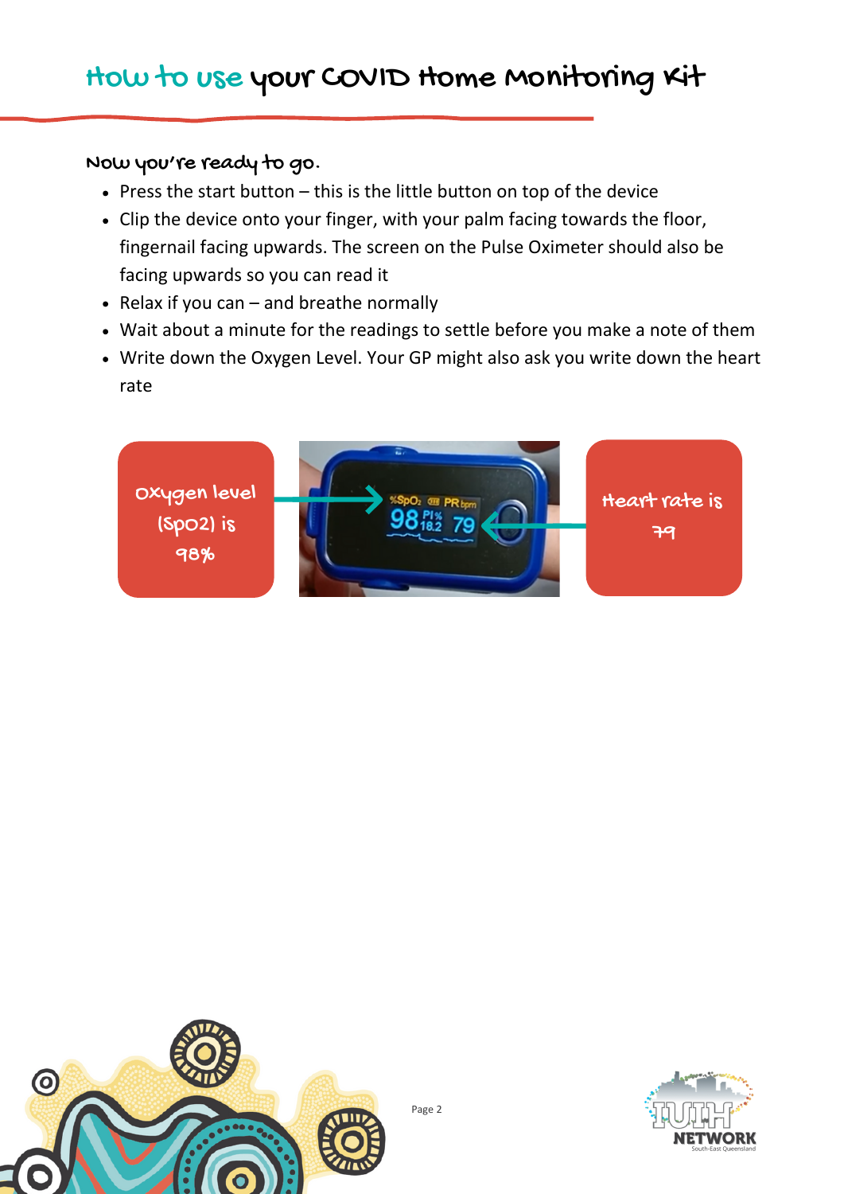# How to use your COVID Home Monitoring Kit

### Now you're ready to go.

- Press the start button – this is the little button on top of the device
- Clip the device onto your finger, with your palm facing towards the floor, fingernail facing upwards. The screen on the Pulse Oximeter should also be facing upwards so you can read it
- Relax if you can – and breathe normally
- Wait about a minute for the readings to settle before you make a note of them
- Write down the Oxygen Level. Your GP might also ask you write down the heart rate

Oxygen level (SpO2) is 98%

Heart rate is 79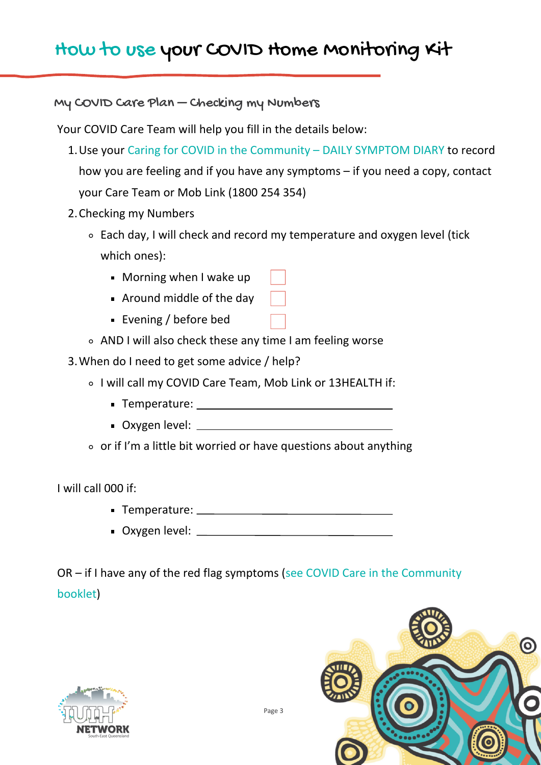# How to use your COVID Home Monitoring Kit

## My COVID Care Plan – Checking my Numbers

Your COVID Care Team will help you fill in the details below:

1. Use your Caring for COVID in the Community – DAILY SYMPTOM DIARY to record how you are feeling and if you have any symptoms – if you need a copy, contact your Care Team or Mob Link (1800 254 354)
2. Checking my Numbers
   - Each day, I will check and record my temperature and oxygen level (tick which ones):
     - Morning when I wake up ☐
     - Around middle of the day ☐
     - Evening / before bed ☐
   - AND I will also check these any time I am feeling worse
3. When do I need to get some advice / help?
   - I will call my COVID Care Team, Mob Link or 13HEALTH if:
     - Temperature: ______________________
     - Oxygen level: ______________________
   - or if I'm a little bit worried or have questions about anything

I will call 000 if:

- Temperature: ______________________
- Oxygen level: ______________________

OR – if I have any of the red flag symptoms (see COVID Care in the Community booklet)